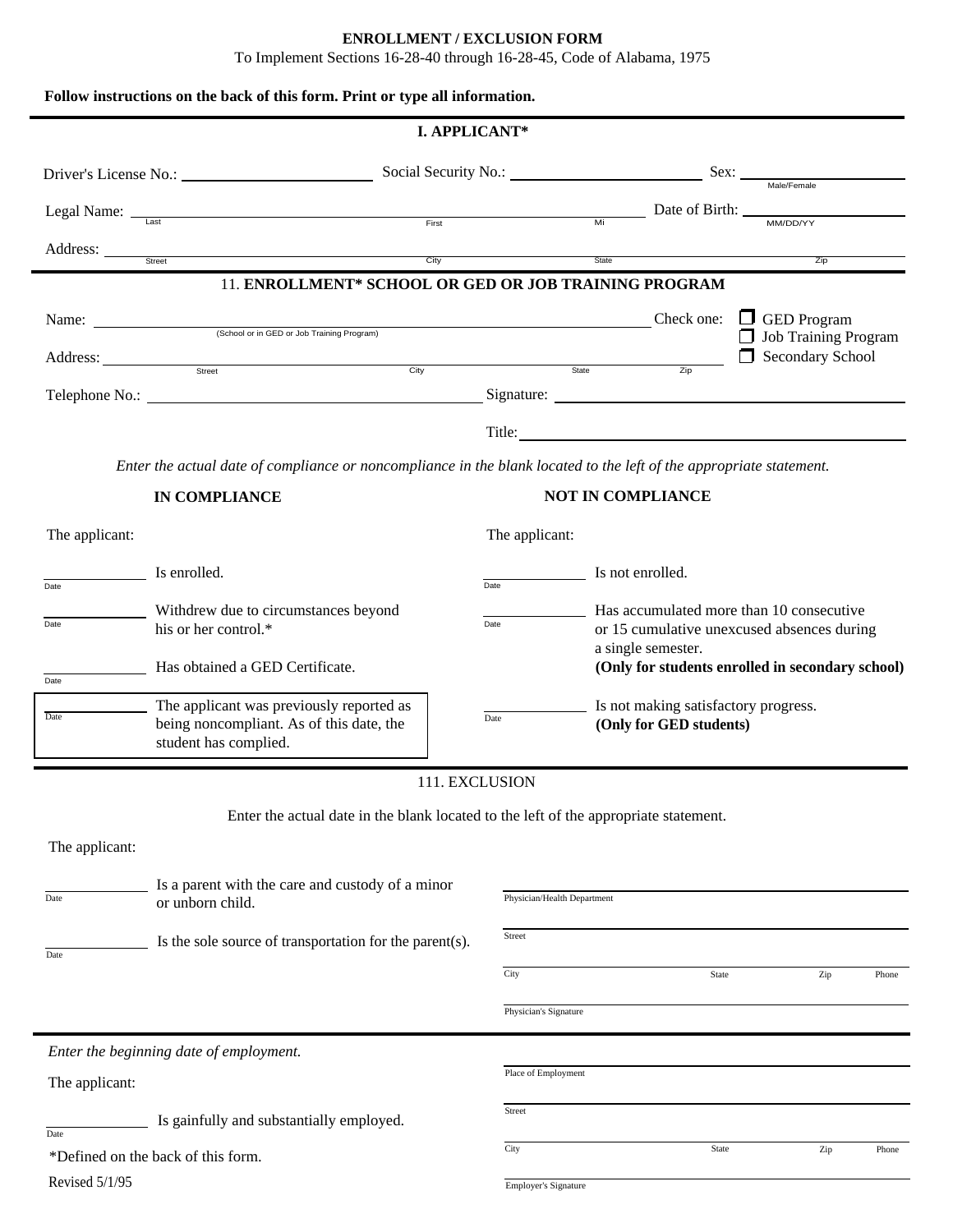# ENROLLMENT / EXCLUSION FORM

To Implement Sections 16-28-40 through 16-28-45, Code of Alabama, 1975

**Follow instructions on the back of this form. Print or type all information.**

## I. APPLICANT*

Driver's License No.: ______________ Social Security No.: ______________ Sex: ______________ (Male/Female)

Legal Name: ______________ (Last) ______________ (First) ______________ (Mi) Date of Birth: ______________ (MM/DD/YY)

Address: ______________ (Street) ______________ (City) ______________ (State) ______________ (Zip)

## 11. ENROLLMENT* SCHOOL OR GED OR JOB TRAINING PROGRAM

Name: ______________ (School or in GED or Job Training Program)

Check one: ☐ GED Program ☐ Job Training Program ☐ Secondary School

Address: ______________ (Street) ______________ (City) ______________ (State) ______________ (Zip)

Telephone No.: ______________ Signature: ______________

Title: ______________

*Enter the actual date of compliance or noncompliance in the blank located to the left of the appropriate statement.*

**IN COMPLIANCE**

The applicant:

______________ (Date) Is enrolled.

______________ (Date) Withdrew due to circumstances beyond his or her control.*

______________ (Date) Has obtained a GED Certificate.

______________ (Date) The applicant was previously reported as being noncompliant. As of this date, the student has complied.

**NOT IN COMPLIANCE**

The applicant:

______________ (Date) Is not enrolled.

______________ (Date) Has accumulated more than 10 consecutive or 15 cumulative unexcused absences during a single semester. **(Only for students enrolled in secondary school)**

______________ (Date) Is not making satisfactory progress. **(Only for GED students)**

## 111. EXCLUSION

Enter the actual date in the blank located to the left of the appropriate statement.

The applicant:

______________ (Date) Is a parent with the care and custody of a minor or unborn child.

______________ (Date) Is the sole source of transportation for the parent(s).

______________ Physician/Health Department

______________ Street

______________ City ______________ State ______________ Zip ______________ Phone

______________ Physician's Signature

*Enter the beginning date of employment.*

The applicant:

______________ (Date) Is gainfully and substantially employed.

______________ Place of Employment

______________ Street

______________ City ______________ State ______________ Zip ______________ Phone

______________ Employer's Signature

*Defined on the back of this form.

Revised 5/1/95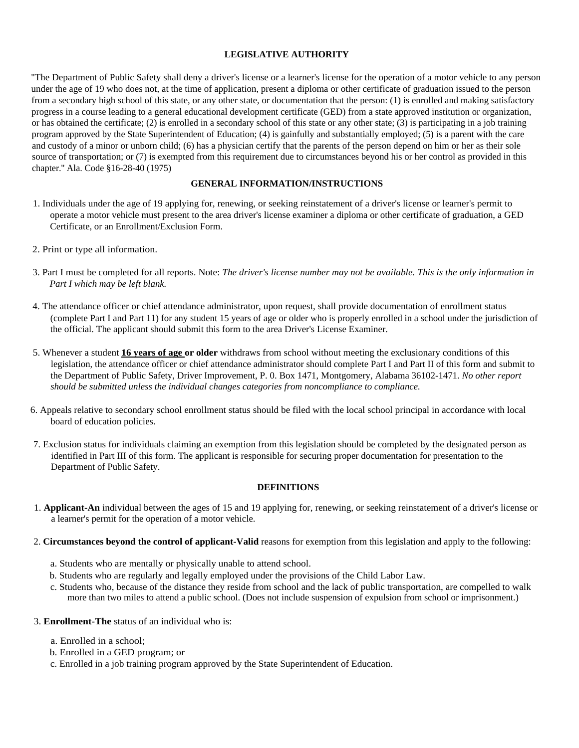## LEGISLATIVE AUTHORITY

"The Department of Public Safety shall deny a driver's license or a learner's license for the operation of a motor vehicle to any person under the age of 19 who does not, at the time of application, present a diploma or other certificate of graduation issued to the person from a secondary high school of this state, or any other state, or documentation that the person: (1) is enrolled and making satisfactory progress in a course leading to a general educational development certificate (GED) from a state approved institution or organization, or has obtained the certificate; (2) is enrolled in a secondary school of this state or any other state; (3) is participating in a job training program approved by the State Superintendent of Education; (4) is gainfully and substantially employed; (5) is a parent with the care and custody of a minor or unborn child; (6) has a physician certify that the parents of the person depend on him or her as their sole source of transportation; or (7) is exempted from this requirement due to circumstances beyond his or her control as provided in this chapter." Ala. Code §16-28-40 (1975)

## GENERAL INFORMATION/INSTRUCTIONS

1. Individuals under the age of 19 applying for, renewing, or seeking reinstatement of a driver's license or learner's permit to operate a motor vehicle must present to the area driver's license examiner a diploma or other certificate of graduation, a GED Certificate, or an Enrollment/Exclusion Form.

2. Print or type all information.

3. Part I must be completed for all reports. Note: *The driver's license number may not be available. This is the only information in Part I which may be left blank.*

4. The attendance officer or chief attendance administrator, upon request, shall provide documentation of enrollment status (complete Part I and Part 11) for any student 15 years of age or older who is properly enrolled in a school under the jurisdiction of the official. The applicant should submit this form to the area Driver's License Examiner.

5. Whenever a student **16 years of age or older** withdraws from school without meeting the exclusionary conditions of this legislation, the attendance officer or chief attendance administrator should complete Part I and Part II of this form and submit to the Department of Public Safety, Driver Improvement, P. 0. Box 1471, Montgomery, Alabama 36102-1471. *No other report should be submitted unless the individual changes categories from noncompliance to compliance.*

6. Appeals relative to secondary school enrollment status should be filed with the local school principal in accordance with local board of education policies.

7. Exclusion status for individuals claiming an exemption from this legislation should be completed by the designated person as identified in Part III of this form. The applicant is responsible for securing proper documentation for presentation to the Department of Public Safety.

## DEFINITIONS

1. **Applicant-An** individual between the ages of 15 and 19 applying for, renewing, or seeking reinstatement of a driver's license or a learner's permit for the operation of a motor vehicle.

2. **Circumstances beyond the control of applicant-Valid** reasons for exemption from this legislation and apply to the following:

   a. Students who are mentally or physically unable to attend school.
   b. Students who are regularly and legally employed under the provisions of the Child Labor Law.
   c. Students who, because of the distance they reside from school and the lack of public transportation, are compelled to walk more than two miles to attend a public school. (Does not include suspension of expulsion from school or imprisonment.)

3. **Enrollment-The** status of an individual who is:

   a. Enrolled in a school;
   b. Enrolled in a GED program; or
   c. Enrolled in a job training program approved by the State Superintendent of Education.